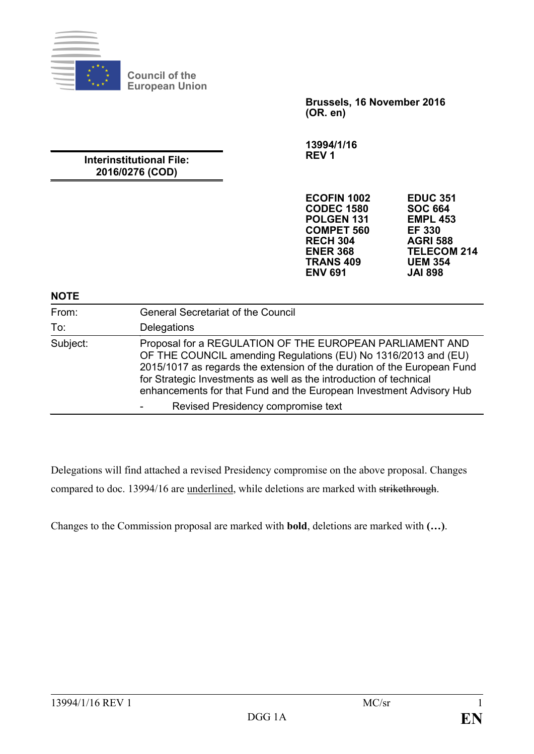Council of the European Union

**Brussels, 16 November 2016**
**(OR. en)**

**Interinstitutional File:**
**2016/0276 (COD)**

**13994/1/16**
**REV 1**

| | |
|---|---|
| **ECOFIN 1002** | **EDUC 351** |
| **CODEC 1580** | **SOC 664** |
| **POLGEN 131** | **EMPL 453** |
| **COMPET 560** | **EF 330** |
| **RECH 304** | **AGRI 588** |
| **ENER 368** | **TELECOM 214** |
| **TRANS 409** | **UEM 354** |
| **ENV 691** | **JAI 898** |

## NOTE

| | |
|---|---|
| From: | General Secretariat of the Council |
| To: | Delegations |
| Subject: | Proposal for a REGULATION OF THE EUROPEAN PARLIAMENT AND OF THE COUNCIL amending Regulations (EU) No 1316/2013 and (EU) 2015/1017 as regards the extension of the duration of the European Fund for Strategic Investments as well as the introduction of technical enhancements for that Fund and the European Investment Advisory Hub<br>- Revised Presidency compromise text |

Delegations will find attached a revised Presidency compromise on the above proposal. Changes compared to doc. 13994/16 are underlined, while deletions are marked with ~~strikethrough~~.

Changes to the Commission proposal are marked with **bold**, deletions are marked with **(…)**.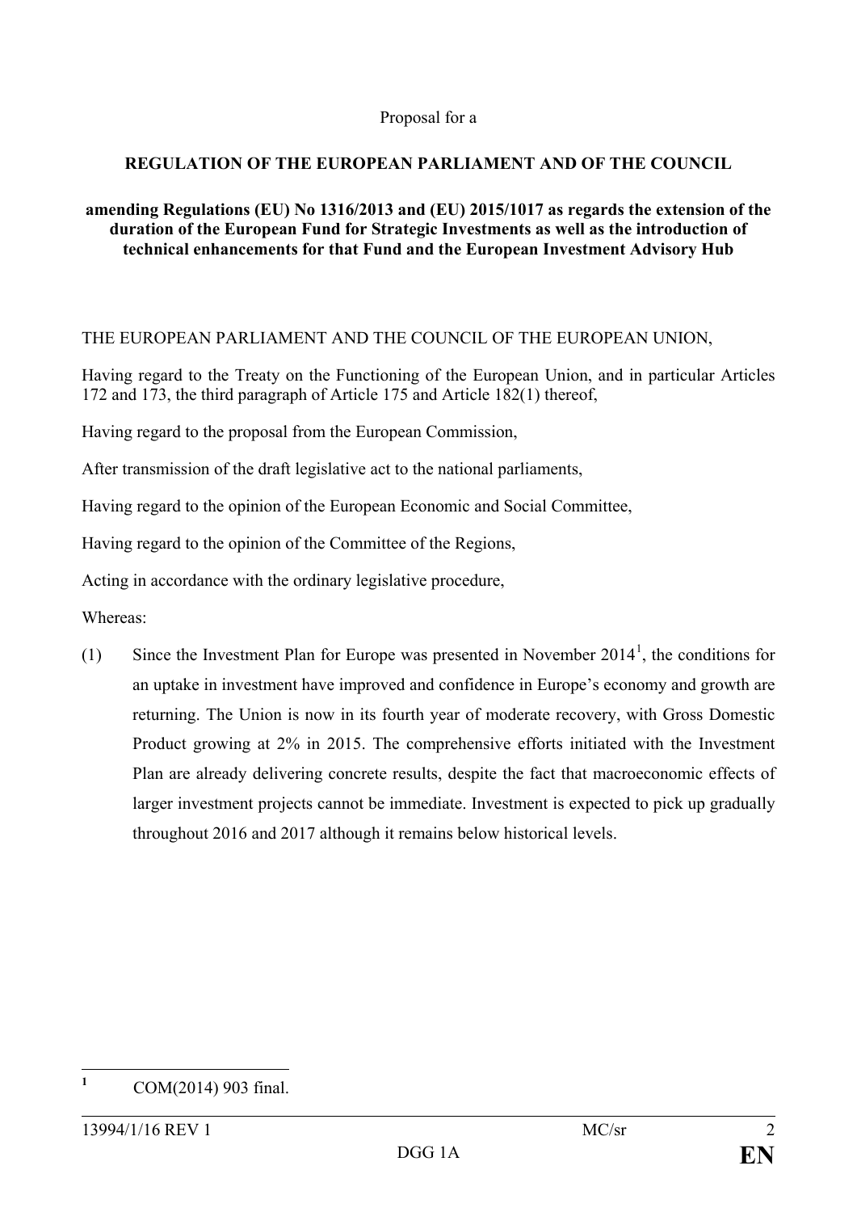Proposal for a

**REGULATION OF THE EUROPEAN PARLIAMENT AND OF THE COUNCIL**

**amending Regulations (EU) No 1316/2013 and (EU) 2015/1017 as regards the extension of the duration of the European Fund for Strategic Investments as well as the introduction of technical enhancements for that Fund and the European Investment Advisory Hub**

THE EUROPEAN PARLIAMENT AND THE COUNCIL OF THE EUROPEAN UNION,

Having regard to the Treaty on the Functioning of the European Union, and in particular Articles 172 and 173, the third paragraph of Article 175 and Article 182(1) thereof,

Having regard to the proposal from the European Commission,

After transmission of the draft legislative act to the national parliaments,

Having regard to the opinion of the European Economic and Social Committee,

Having regard to the opinion of the Committee of the Regions,

Acting in accordance with the ordinary legislative procedure,

Whereas:

(1) Since the Investment Plan for Europe was presented in November 2014[1], the conditions for an uptake in investment have improved and confidence in Europe's economy and growth are returning. The Union is now in its fourth year of moderate recovery, with Gross Domestic Product growing at 2% in 2015. The comprehensive efforts initiated with the Investment Plan are already delivering concrete results, despite the fact that macroeconomic effects of larger investment projects cannot be immediate. Investment is expected to pick up gradually throughout 2016 and 2017 although it remains below historical levels.

[1] COM(2014) 903 final.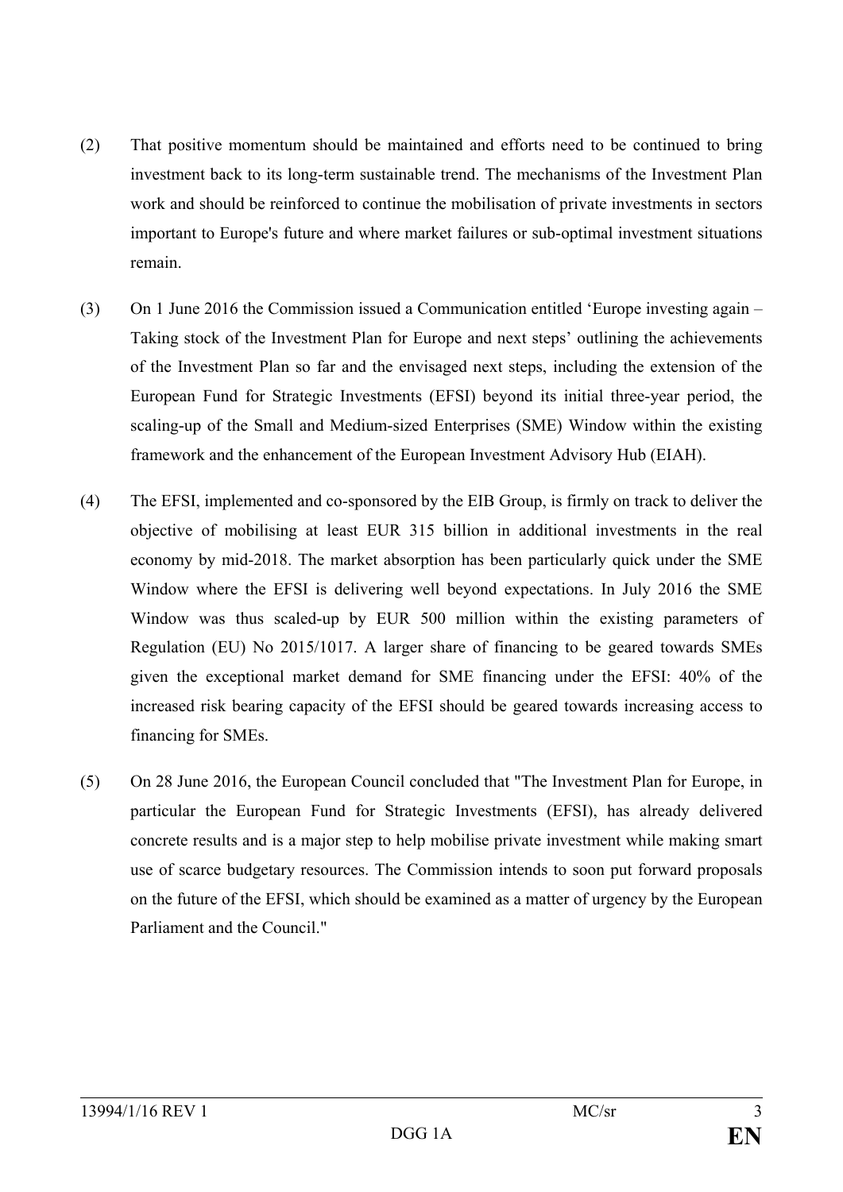(2) That positive momentum should be maintained and efforts need to be continued to bring investment back to its long-term sustainable trend. The mechanisms of the Investment Plan work and should be reinforced to continue the mobilisation of private investments in sectors important to Europe's future and where market failures or sub-optimal investment situations remain.

(3) On 1 June 2016 the Commission issued a Communication entitled 'Europe investing again – Taking stock of the Investment Plan for Europe and next steps' outlining the achievements of the Investment Plan so far and the envisaged next steps, including the extension of the European Fund for Strategic Investments (EFSI) beyond its initial three-year period, the scaling-up of the Small and Medium-sized Enterprises (SME) Window within the existing framework and the enhancement of the European Investment Advisory Hub (EIAH).

(4) The EFSI, implemented and co-sponsored by the EIB Group, is firmly on track to deliver the objective of mobilising at least EUR 315 billion in additional investments in the real economy by mid-2018. The market absorption has been particularly quick under the SME Window where the EFSI is delivering well beyond expectations. In July 2016 the SME Window was thus scaled-up by EUR 500 million within the existing parameters of Regulation (EU) No 2015/1017. A larger share of financing to be geared towards SMEs given the exceptional market demand for SME financing under the EFSI: 40% of the increased risk bearing capacity of the EFSI should be geared towards increasing access to financing for SMEs.

(5) On 28 June 2016, the European Council concluded that "The Investment Plan for Europe, in particular the European Fund for Strategic Investments (EFSI), has already delivered concrete results and is a major step to help mobilise private investment while making smart use of scarce budgetary resources. The Commission intends to soon put forward proposals on the future of the EFSI, which should be examined as a matter of urgency by the European Parliament and the Council."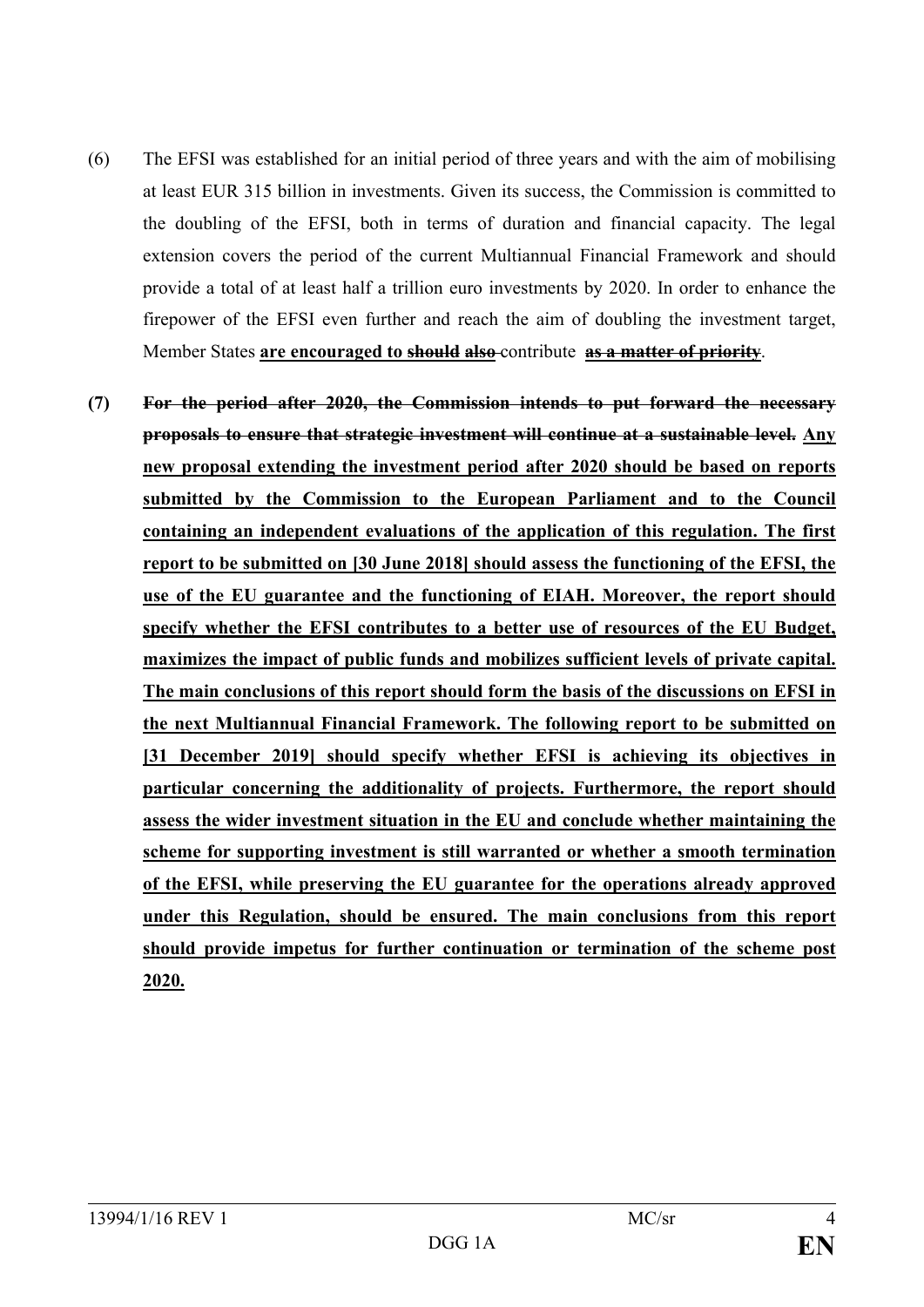(6) The EFSI was established for an initial period of three years and with the aim of mobilising at least EUR 315 billion in investments. Given its success, the Commission is committed to the doubling of the EFSI, both in terms of duration and financial capacity. The legal extension covers the period of the current Multiannual Financial Framework and should provide a total of at least half a trillion euro investments by 2020. In order to enhance the firepower of the EFSI even further and reach the aim of doubling the investment target, Member States **<u>are encouraged to</u>** **~~should also~~** contribute **~~as a matter of priority~~**.

**(7)** **~~For the period after 2020, the Commission intends to put forward the necessary proposals to ensure that strategic investment will continue at a sustainable level.~~** **<u>Any new proposal extending the investment period after 2020 should be based on reports submitted by the Commission to the European Parliament and to the Council containing an independent evaluations of the application of this regulation. The first report to be submitted on [30 June 2018] should assess the functioning of the EFSI, the use of the EU guarantee and the functioning of EIAH. Moreover, the report should specify whether the EFSI contributes to a better use of resources of the EU Budget, maximizes the impact of public funds and mobilizes sufficient levels of private capital. The main conclusions of this report should form the basis of the discussions on EFSI in the next Multiannual Financial Framework. The following report to be submitted on [31 December 2019] should specify whether EFSI is achieving its objectives in particular concerning the additionality of projects. Furthermore, the report should assess the wider investment situation in the EU and conclude whether maintaining the scheme for supporting investment is still warranted or whether a smooth termination of the EFSI, while preserving the EU guarantee for the operations already approved under this Regulation, should be ensured. The main conclusions from this report should provide impetus for further continuation or termination of the scheme post 2020.</u>**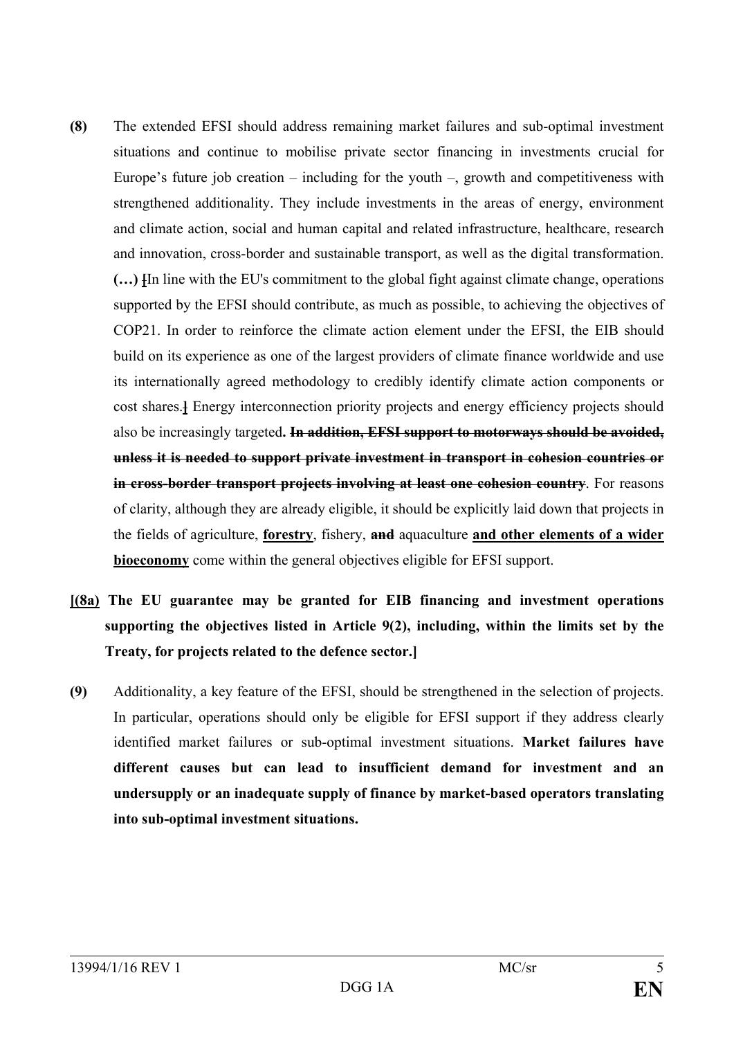**(8)** The extended EFSI should address remaining market failures and sub-optimal investment situations and continue to mobilise private sector financing in investments crucial for Europe's future job creation – including for the youth –, growth and competitiveness with strengthened additionality. They include investments in the areas of energy, environment and climate action, social and human capital and related infrastructure, healthcare, research and innovation, cross-border and sustainable transport, as well as the digital transformation. **(…)** [In line with the EU's commitment to the global fight against climate change, operations supported by the EFSI should contribute, as much as possible, to achieving the objectives of COP21. In order to reinforce the climate action element under the EFSI, the EIB should build on its experience as one of the largest providers of climate finance worldwide and use its internationally agreed methodology to credibly identify climate action components or cost shares.] Energy interconnection priority projects and energy efficiency projects should also be increasingly targeted**.** ~~**In addition, EFSI support to motorways should be avoided, unless it is needed to support private investment in transport in cohesion countries or in cross-border transport projects involving at least one cohesion country**~~. For reasons of clarity, although they are already eligible, it should be explicitly laid down that projects in the fields of agriculture, **forestry**, fishery, ~~**and**~~ aquaculture **and other elements of a wider bioeconomy** come within the general objectives eligible for EFSI support.

**[(8a) The EU guarantee may be granted for EIB financing and investment operations supporting the objectives listed in Article 9(2), including, within the limits set by the Treaty, for projects related to the defence sector.]**

**(9)** Additionality, a key feature of the EFSI, should be strengthened in the selection of projects. In particular, operations should only be eligible for EFSI support if they address clearly identified market failures or sub-optimal investment situations. **Market failures have different causes but can lead to insufficient demand for investment and an undersupply or an inadequate supply of finance by market-based operators translating into sub-optimal investment situations.**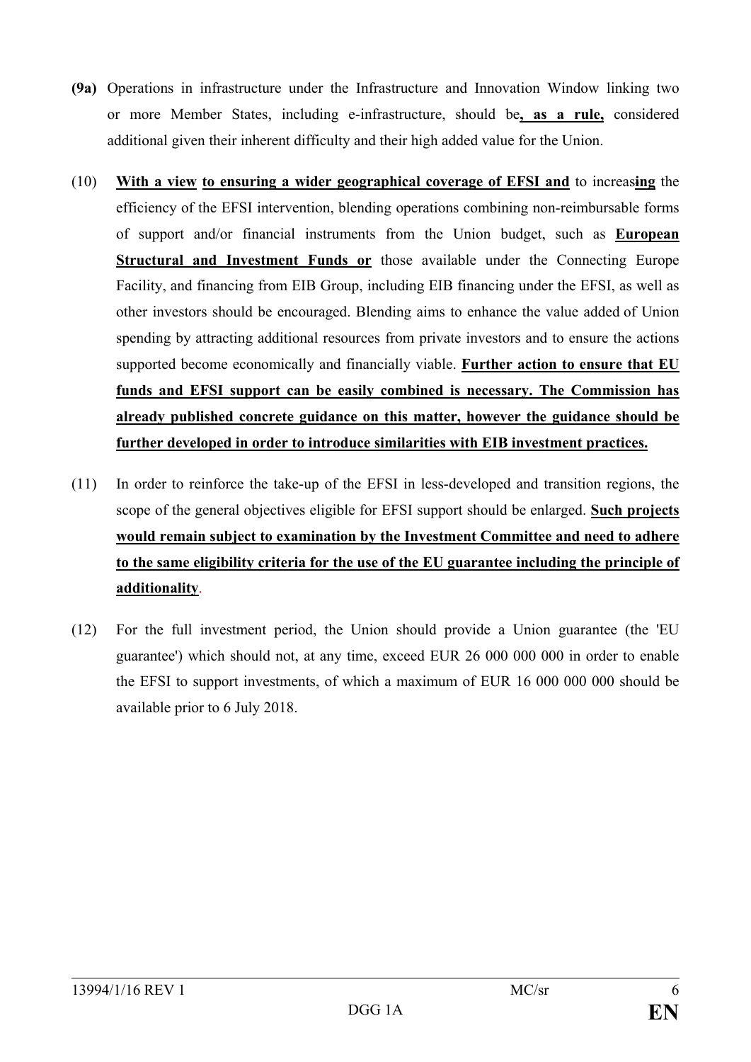**(9a)** Operations in infrastructure under the Infrastructure and Innovation Window linking two or more Member States, including e-infrastructure, should be**, as a rule,** considered additional given their inherent difficulty and their high added value for the Union.

(10) **With a view to ensuring a wider geographical coverage of EFSI and** to increas**ing** the efficiency of the EFSI intervention, blending operations combining non-reimbursable forms of support and/or financial instruments from the Union budget, such as **European Structural and Investment Funds or** those available under the Connecting Europe Facility, and financing from EIB Group, including EIB financing under the EFSI, as well as other investors should be encouraged. Blending aims to enhance the value added of Union spending by attracting additional resources from private investors and to ensure the actions supported become economically and financially viable. **Further action to ensure that EU funds and EFSI support can be easily combined is necessary. The Commission has already published concrete guidance on this matter, however the guidance should be further developed in order to introduce similarities with EIB investment practices.**

(11) In order to reinforce the take-up of the EFSI in less-developed and transition regions, the scope of the general objectives eligible for EFSI support should be enlarged. **Such projects would remain subject to examination by the Investment Committee and need to adhere to the same eligibility criteria for the use of the EU guarantee including the principle of additionality**.

(12) For the full investment period, the Union should provide a Union guarantee (the 'EU guarantee') which should not, at any time, exceed EUR 26 000 000 000 in order to enable the EFSI to support investments, of which a maximum of EUR 16 000 000 000 should be available prior to 6 July 2018.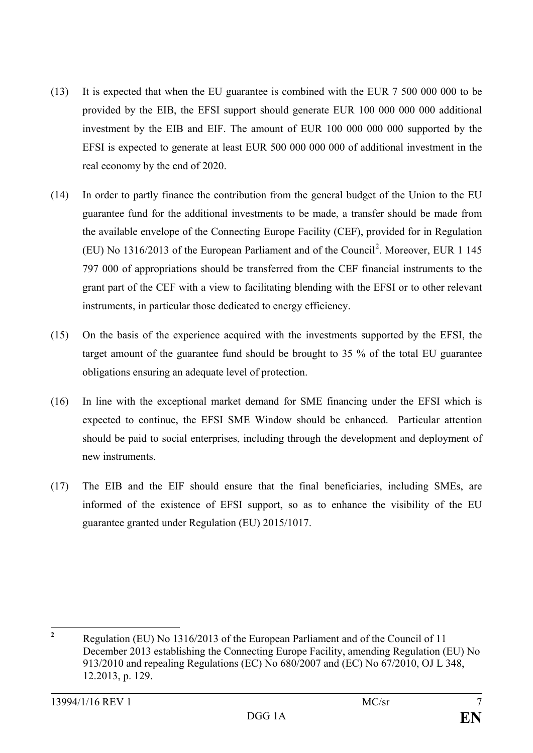(13) It is expected that when the EU guarantee is combined with the EUR 7 500 000 000 to be provided by the EIB, the EFSI support should generate EUR 100 000 000 000 additional investment by the EIB and EIF. The amount of EUR 100 000 000 000 supported by the EFSI is expected to generate at least EUR 500 000 000 000 of additional investment in the real economy by the end of 2020.

(14) In order to partly finance the contribution from the general budget of the Union to the EU guarantee fund for the additional investments to be made, a transfer should be made from the available envelope of the Connecting Europe Facility (CEF), provided for in Regulation (EU) No 1316/2013 of the European Parliament and of the Council[2]. Moreover, EUR 1 145 797 000 of appropriations should be transferred from the CEF financial instruments to the grant part of the CEF with a view to facilitating blending with the EFSI or to other relevant instruments, in particular those dedicated to energy efficiency.

(15) On the basis of the experience acquired with the investments supported by the EFSI, the target amount of the guarantee fund should be brought to 35 % of the total EU guarantee obligations ensuring an adequate level of protection.

(16) In line with the exceptional market demand for SME financing under the EFSI which is expected to continue, the EFSI SME Window should be enhanced. Particular attention should be paid to social enterprises, including through the development and deployment of new instruments.

(17) The EIB and the EIF should ensure that the final beneficiaries, including SMEs, are informed of the existence of EFSI support, so as to enhance the visibility of the EU guarantee granted under Regulation (EU) 2015/1017.

---

[2] Regulation (EU) No 1316/2013 of the European Parliament and of the Council of 11 December 2013 establishing the Connecting Europe Facility, amending Regulation (EU) No 913/2010 and repealing Regulations (EC) No 680/2007 and (EC) No 67/2010, OJ L 348, 12.2013, p. 129.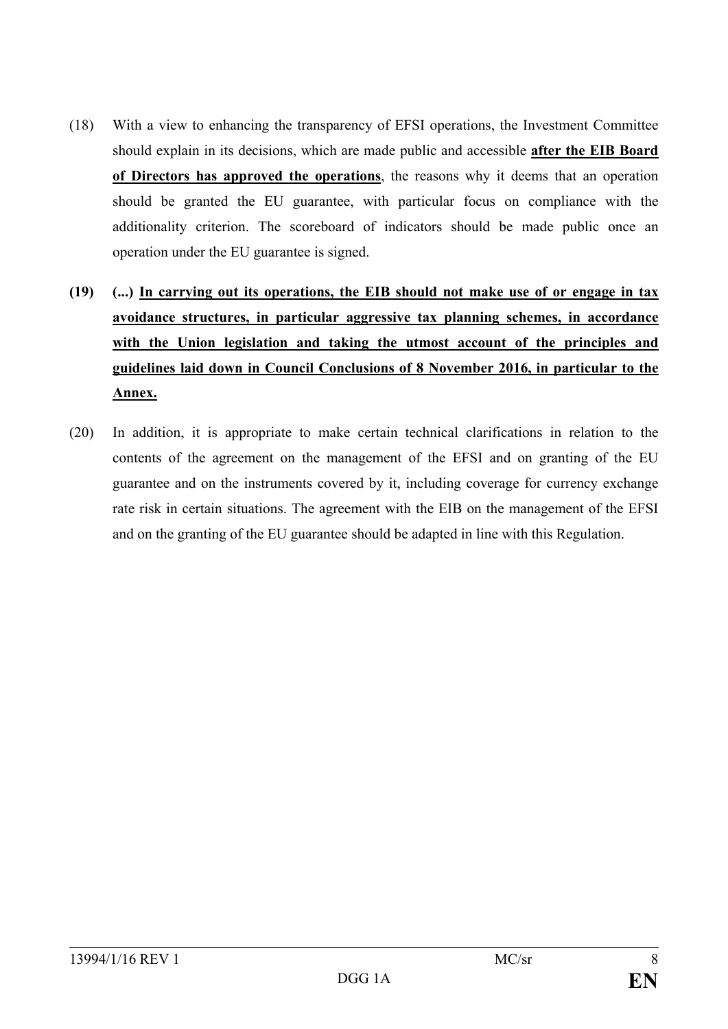(18) With a view to enhancing the transparency of EFSI operations, the Investment Committee should explain in its decisions, which are made public and accessible **after the EIB Board of Directors has approved the operations**, the reasons why it deems that an operation should be granted the EU guarantee, with particular focus on compliance with the additionality criterion. The scoreboard of indicators should be made public once an operation under the EU guarantee is signed.

**(19) (...) In carrying out its operations, the EIB should not make use of or engage in tax avoidance structures, in particular aggressive tax planning schemes, in accordance with the Union legislation and taking the utmost account of the principles and guidelines laid down in Council Conclusions of 8 November 2016, in particular to the Annex.**

(20) In addition, it is appropriate to make certain technical clarifications in relation to the contents of the agreement on the management of the EFSI and on granting of the EU guarantee and on the instruments covered by it, including coverage for currency exchange rate risk in certain situations. The agreement with the EIB on the management of the EFSI and on the granting of the EU guarantee should be adapted in line with this Regulation.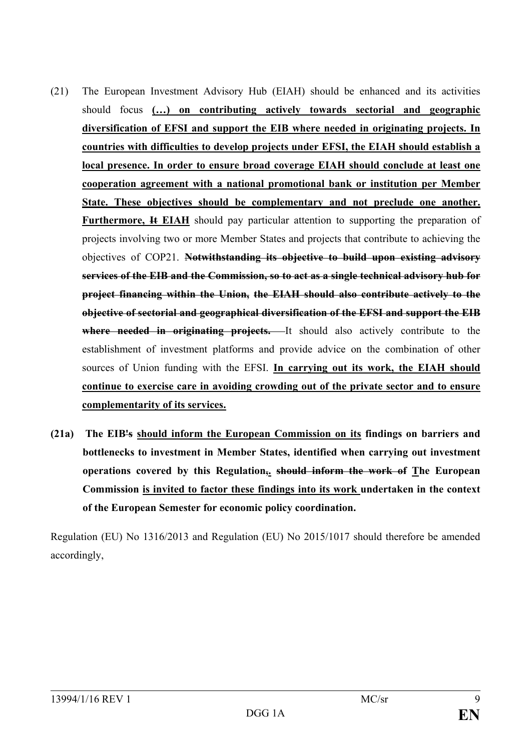(21) The European Investment Advisory Hub (EIAH) should be enhanced and its activities should focus **(…) on contributing actively towards sectorial and geographic diversification of EFSI and support the EIB where needed in originating projects. In countries with difficulties to develop projects under EFSI, the EIAH should establish a local presence. In order to ensure broad coverage EIAH should conclude at least one cooperation agreement with a national promotional bank or institution per Member State. These objectives should be complementary and not preclude one another. Furthermore,** ~~It~~ **EIAH** should pay particular attention to supporting the preparation of projects involving two or more Member States and projects that contribute to achieving the objectives of COP21. ~~**Notwithstanding its objective to build upon existing advisory services of the EIB and the Commission, so to act as a single technical advisory hub for project financing within the Union, the EIAH should also contribute actively to the objective of sectorial and geographical diversification of the EFSI and support the EIB where needed in originating projects.**~~ It should also actively contribute to the establishment of investment platforms and provide advice on the combination of other sources of Union funding with the EFSI. **In carrying out its work, the EIAH should continue to exercise care in avoiding crowding out of the private sector and to ensure complementarity of its services.**

**(21a) The EIB~~'s~~ should inform the European Commission on its findings on barriers and bottlenecks to investment in Member States, identified when carrying out investment operations covered by this Regulation~~,~~. ~~should inform the work of~~ The European Commission is invited to factor these findings into its work undertaken in the context of the European Semester for economic policy coordination.**

Regulation (EU) No 1316/2013 and Regulation (EU) No 2015/1017 should therefore be amended accordingly,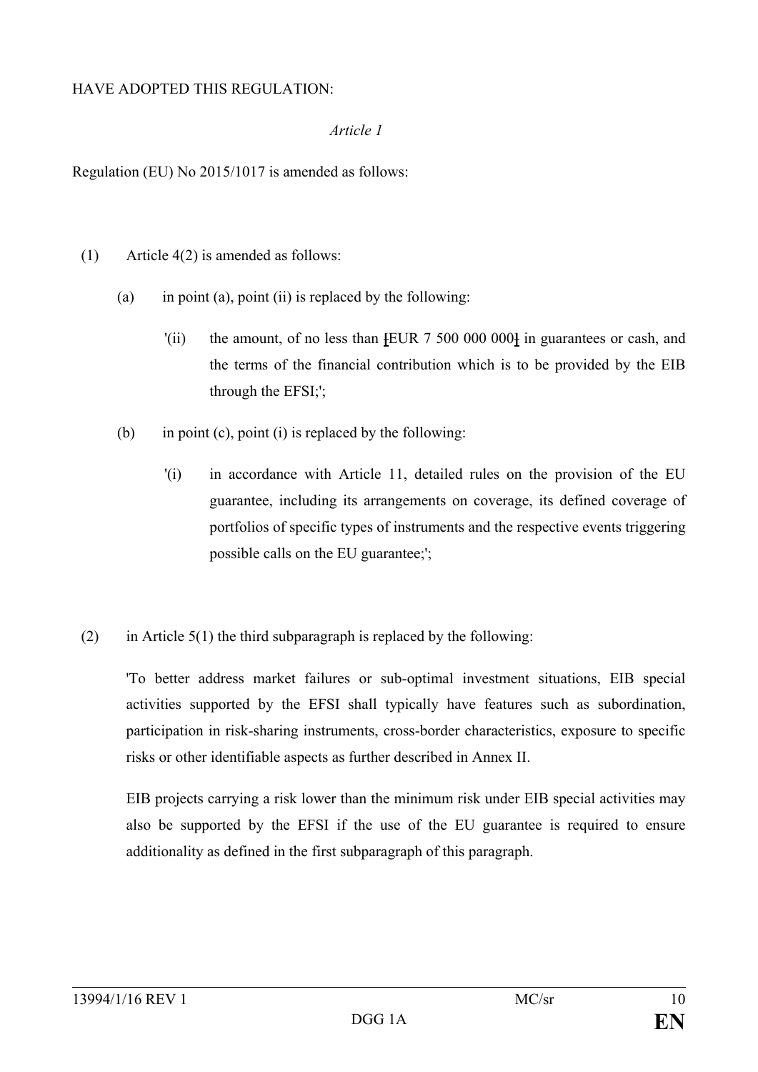HAVE ADOPTED THIS REGULATION:

*Article 1*

Regulation (EU) No 2015/1017 is amended as follows:

(1) Article 4(2) is amended as follows:

(a) in point (a), point (ii) is replaced by the following:

'(ii) the amount, of no less than [EUR 7 500 000 000] in guarantees or cash, and the terms of the financial contribution which is to be provided by the EIB through the EFSI;';

(b) in point (c), point (i) is replaced by the following:

'(i) in accordance with Article 11, detailed rules on the provision of the EU guarantee, including its arrangements on coverage, its defined coverage of portfolios of specific types of instruments and the respective events triggering possible calls on the EU guarantee;';

(2) in Article 5(1) the third subparagraph is replaced by the following:

'To better address market failures or sub-optimal investment situations, EIB special activities supported by the EFSI shall typically have features such as subordination, participation in risk-sharing instruments, cross-border characteristics, exposure to specific risks or other identifiable aspects as further described in Annex II.

EIB projects carrying a risk lower than the minimum risk under EIB special activities may also be supported by the EFSI if the use of the EU guarantee is required to ensure additionality as defined in the first subparagraph of this paragraph.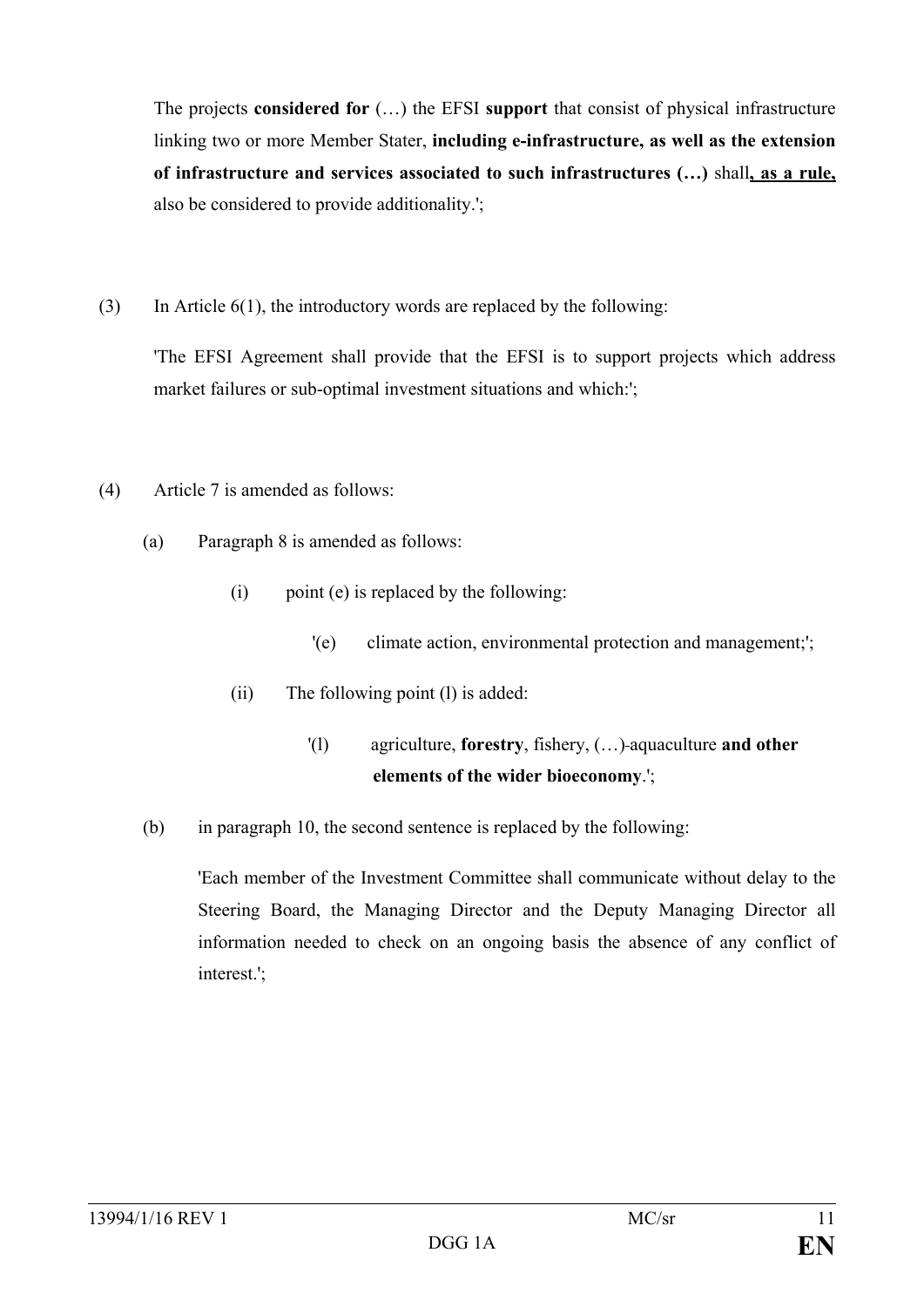The projects **considered for** (…) the EFSI **support** that consist of physical infrastructure linking two or more Member Stater, **including e-infrastructure, as well as the extension of infrastructure and services associated to such infrastructures (…)** shall**, as a rule,** also be considered to provide additionality.';

(3) In Article 6(1), the introductory words are replaced by the following:

'The EFSI Agreement shall provide that the EFSI is to support projects which address market failures or sub-optimal investment situations and which:';

(4) Article 7 is amended as follows:

(a) Paragraph 8 is amended as follows:

(i) point (e) is replaced by the following:

'(e) climate action, environmental protection and management;';

(ii) The following point (l) is added:

'(l) agriculture, **forestry**, fishery, (…) aquaculture **and other elements of the wider bioeconomy**.';

(b) in paragraph 10, the second sentence is replaced by the following:

'Each member of the Investment Committee shall communicate without delay to the Steering Board, the Managing Director and the Deputy Managing Director all information needed to check on an ongoing basis the absence of any conflict of interest.';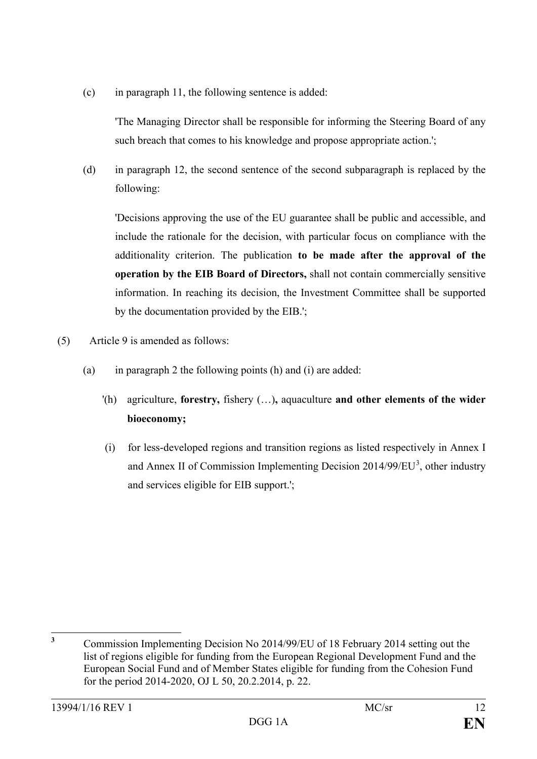(c) in paragraph 11, the following sentence is added:

'The Managing Director shall be responsible for informing the Steering Board of any such breach that comes to his knowledge and propose appropriate action.';

(d) in paragraph 12, the second sentence of the second subparagraph is replaced by the following:

'Decisions approving the use of the EU guarantee shall be public and accessible, and include the rationale for the decision, with particular focus on compliance with the additionality criterion. The publication **to be made after the approval of the operation by the EIB Board of Directors,** shall not contain commercially sensitive information. In reaching its decision, the Investment Committee shall be supported by the documentation provided by the EIB.';

(5) Article 9 is amended as follows:

(a) in paragraph 2 the following points (h) and (i) are added:

'(h) agriculture, **forestry,** fishery (…)**,** aquaculture **and other elements of the wider bioeconomy;**

(i) for less-developed regions and transition regions as listed respectively in Annex I and Annex II of Commission Implementing Decision 2014/99/EU[3], other industry and services eligible for EIB support.';

---

[3] Commission Implementing Decision No 2014/99/EU of 18 February 2014 setting out the list of regions eligible for funding from the European Regional Development Fund and the European Social Fund and of Member States eligible for funding from the Cohesion Fund for the period 2014-2020, OJ L 50, 20.2.2014, p. 22.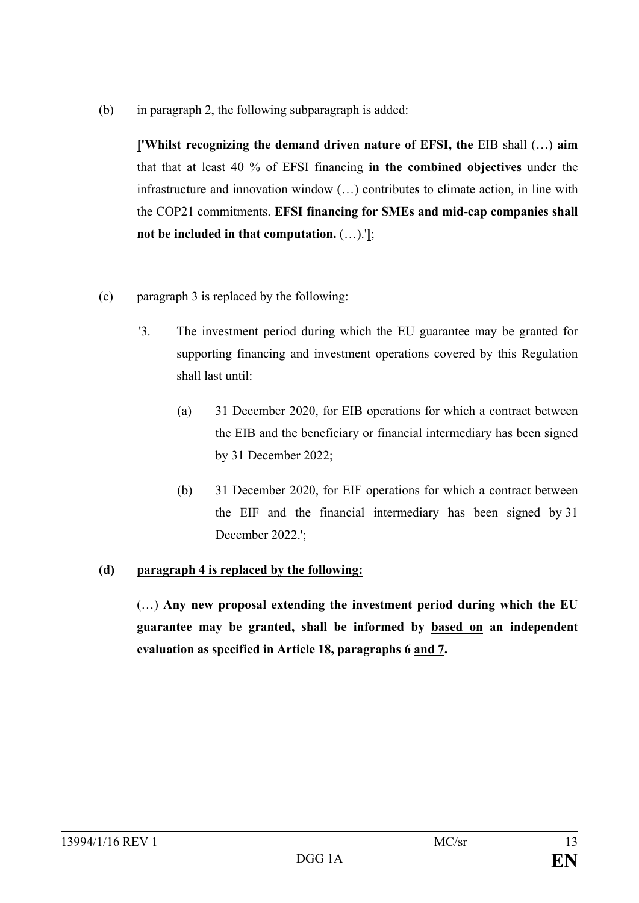(b) in paragraph 2, the following subparagraph is added:

['**Whilst recognizing the demand driven nature of EFSI, the** EIB shall (…) **aim** that that at least 40 % of EFSI financing **in the combined objectives** under the infrastructure and innovation window (…) contribute**s** to climate action, in line with the COP21 commitments. **EFSI financing for SMEs and mid-cap companies shall not be included in that computation.** (…).']; 

(c) paragraph 3 is replaced by the following:

'3. The investment period during which the EU guarantee may be granted for supporting financing and investment operations covered by this Regulation shall last until:

(a) 31 December 2020, for EIB operations for which a contract between the EIB and the beneficiary or financial intermediary has been signed by 31 December 2022;

(b) 31 December 2020, for EIF operations for which a contract between the EIF and the financial intermediary has been signed by 31 December 2022.';

**(d) <u>paragraph 4 is replaced by the following:</u>**

(…) **Any new proposal extending the investment period during which the EU guarantee may be granted, shall be ~~informed by~~ <u>based on</u> an independent evaluation as specified in Article 18, paragraphs 6 <u>and 7</u>.**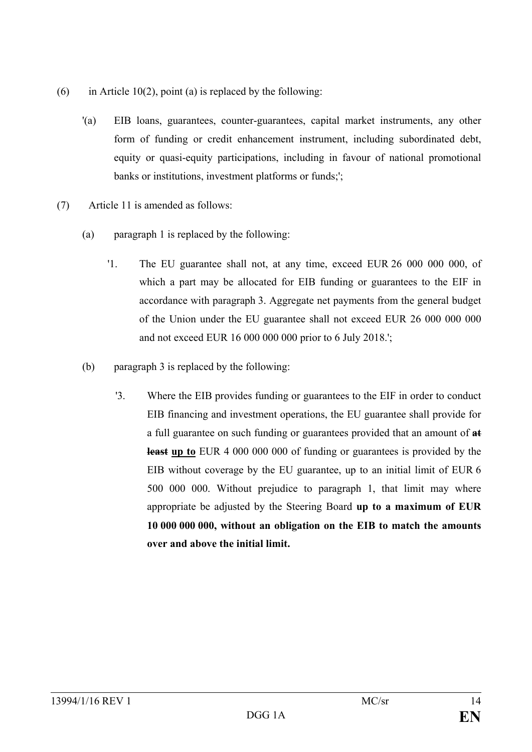(6) in Article 10(2), point (a) is replaced by the following:

'(a) EIB loans, guarantees, counter-guarantees, capital market instruments, any other form of funding or credit enhancement instrument, including subordinated debt, equity or quasi-equity participations, including in favour of national promotional banks or institutions, investment platforms or funds;';

(7) Article 11 is amended as follows:

(a) paragraph 1 is replaced by the following:

'1. The EU guarantee shall not, at any time, exceed EUR 26 000 000 000, of which a part may be allocated for EIB funding or guarantees to the EIF in accordance with paragraph 3. Aggregate net payments from the general budget of the Union under the EU guarantee shall not exceed EUR 26 000 000 000 and not exceed EUR 16 000 000 000 prior to 6 July 2018.';

(b) paragraph 3 is replaced by the following:

'3. Where the EIB provides funding or guarantees to the EIF in order to conduct EIB financing and investment operations, the EU guarantee shall provide for a full guarantee on such funding or guarantees provided that an amount of ~~**at least**~~ **<u>up to</u>** EUR 4 000 000 000 of funding or guarantees is provided by the EIB without coverage by the EU guarantee, up to an initial limit of EUR 6 500 000 000. Without prejudice to paragraph 1, that limit may where appropriate be adjusted by the Steering Board **up to a maximum of EUR 10 000 000 000, without an obligation on the EIB to match the amounts over and above the initial limit.**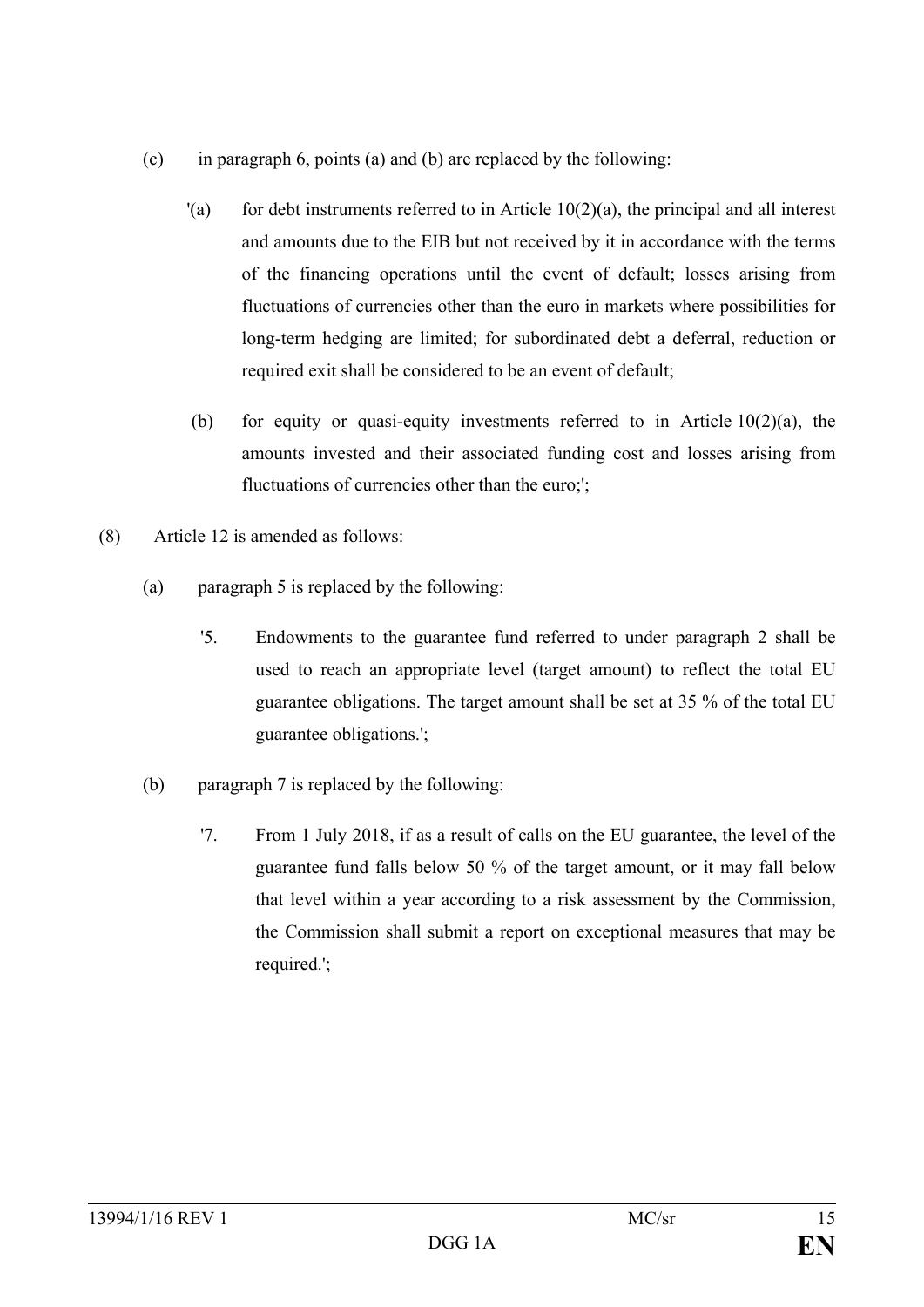(c) in paragraph 6, points (a) and (b) are replaced by the following:

'(a) for debt instruments referred to in Article 10(2)(a), the principal and all interest and amounts due to the EIB but not received by it in accordance with the terms of the financing operations until the event of default; losses arising from fluctuations of currencies other than the euro in markets where possibilities for long-term hedging are limited; for subordinated debt a deferral, reduction or required exit shall be considered to be an event of default;

(b) for equity or quasi-equity investments referred to in Article 10(2)(a), the amounts invested and their associated funding cost and losses arising from fluctuations of currencies other than the euro;';

(8) Article 12 is amended as follows:

(a) paragraph 5 is replaced by the following:

'5. Endowments to the guarantee fund referred to under paragraph 2 shall be used to reach an appropriate level (target amount) to reflect the total EU guarantee obligations. The target amount shall be set at 35 % of the total EU guarantee obligations.';

(b) paragraph 7 is replaced by the following:

'7. From 1 July 2018, if as a result of calls on the EU guarantee, the level of the guarantee fund falls below 50 % of the target amount, or it may fall below that level within a year according to a risk assessment by the Commission, the Commission shall submit a report on exceptional measures that may be required.';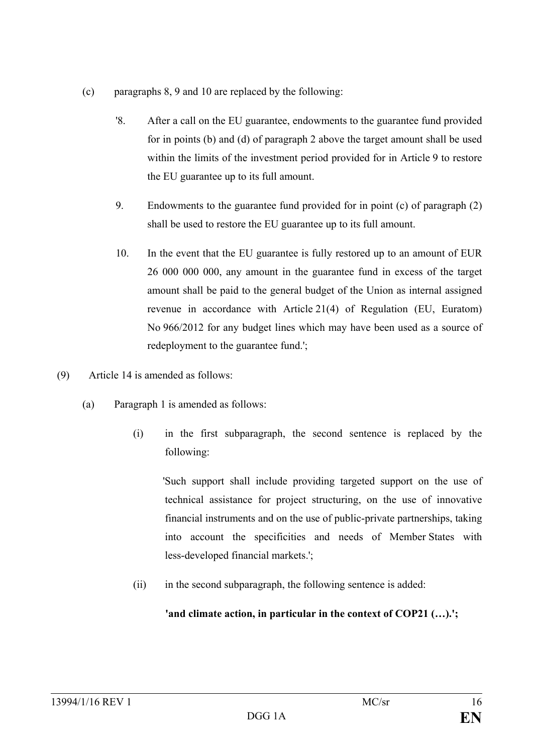(c) paragraphs 8, 9 and 10 are replaced by the following:

'8. After a call on the EU guarantee, endowments to the guarantee fund provided for in points (b) and (d) of paragraph 2 above the target amount shall be used within the limits of the investment period provided for in Article 9 to restore the EU guarantee up to its full amount.

9. Endowments to the guarantee fund provided for in point (c) of paragraph (2) shall be used to restore the EU guarantee up to its full amount.

10. In the event that the EU guarantee is fully restored up to an amount of EUR 26 000 000 000, any amount in the guarantee fund in excess of the target amount shall be paid to the general budget of the Union as internal assigned revenue in accordance with Article 21(4) of Regulation (EU, Euratom) No 966/2012 for any budget lines which may have been used as a source of redeployment to the guarantee fund.';

(9) Article 14 is amended as follows:

(a) Paragraph 1 is amended as follows:

(i) in the first subparagraph, the second sentence is replaced by the following:

'Such support shall include providing targeted support on the use of technical assistance for project structuring, on the use of innovative financial instruments and on the use of public-private partnerships, taking into account the specificities and needs of Member States with less-developed financial markets.';

(ii) in the second subparagraph, the following sentence is added:

**'and climate action, in particular in the context of COP21 (…).';**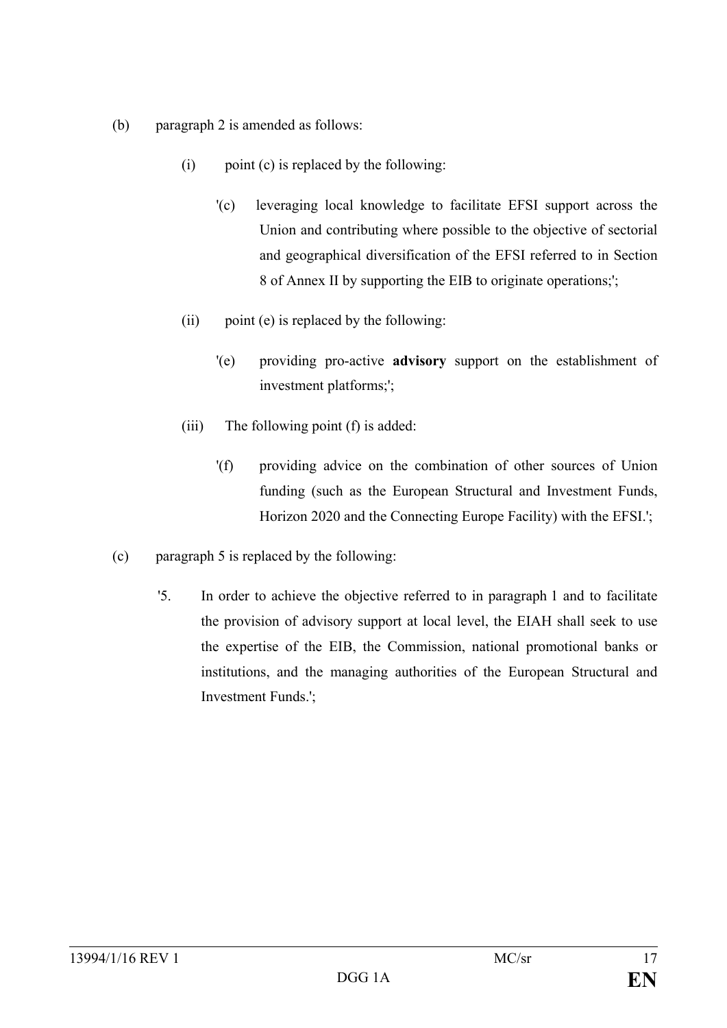(b) paragraph 2 is amended as follows:

(i) point (c) is replaced by the following:

'(c) leveraging local knowledge to facilitate EFSI support across the Union and contributing where possible to the objective of sectorial and geographical diversification of the EFSI referred to in Section 8 of Annex II by supporting the EIB to originate operations;';

(ii) point (e) is replaced by the following:

'(e) providing pro-active **advisory** support on the establishment of investment platforms;';

(iii) The following point (f) is added:

'(f) providing advice on the combination of other sources of Union funding (such as the European Structural and Investment Funds, Horizon 2020 and the Connecting Europe Facility) with the EFSI.';

(c) paragraph 5 is replaced by the following:

'5. In order to achieve the objective referred to in paragraph 1 and to facilitate the provision of advisory support at local level, the EIAH shall seek to use the expertise of the EIB, the Commission, national promotional banks or institutions, and the managing authorities of the European Structural and Investment Funds.';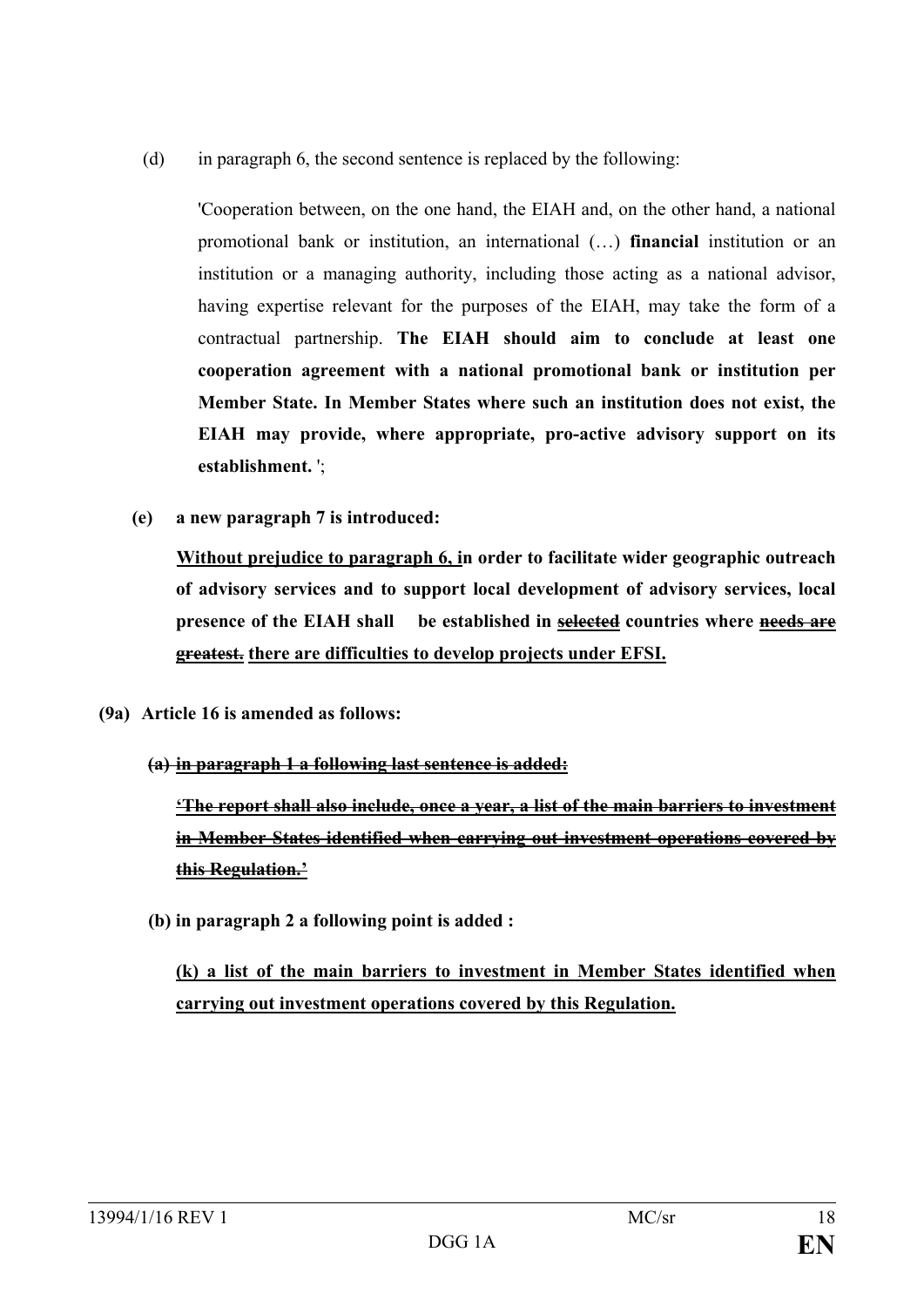(d) in paragraph 6, the second sentence is replaced by the following:

'Cooperation between, on the one hand, the EIAH and, on the other hand, a national promotional bank or institution, an international (…) **financial** institution or an institution or a managing authority, including those acting as a national advisor, having expertise relevant for the purposes of the EIAH, may take the form of a contractual partnership. **The EIAH should aim to conclude at least one cooperation agreement with a national promotional bank or institution per Member State. In Member States where such an institution does not exist, the EIAH may provide, where appropriate, pro-active advisory support on its establishment.** ';

**(e) a new paragraph 7 is introduced:**

**<u>Without prejudice to paragraph 6, i</u>n order to facilitate wider geographic outreach of advisory services and to support local development of advisory services, local presence of the EIAH shall be established in ~~<u>selected</u>~~ countries where ~~<u>needs are greatest.</u>~~ <u>there are difficulties to develop projects under EFSI.</u>**

**(9a) Article 16 is amended as follows:**

**~~<u>(a) in paragraph 1 a following last sentence is added:</u>~~**

**~~<u>'The report shall also include, once a year, a list of the main barriers to investment in Member States identified when carrying out investment operations covered by this Regulation.'</u>~~**

**(b) in paragraph 2 a following point is added :**

**<u>(k) a list of the main barriers to investment in Member States identified when carrying out investment operations covered by this Regulation.</u>**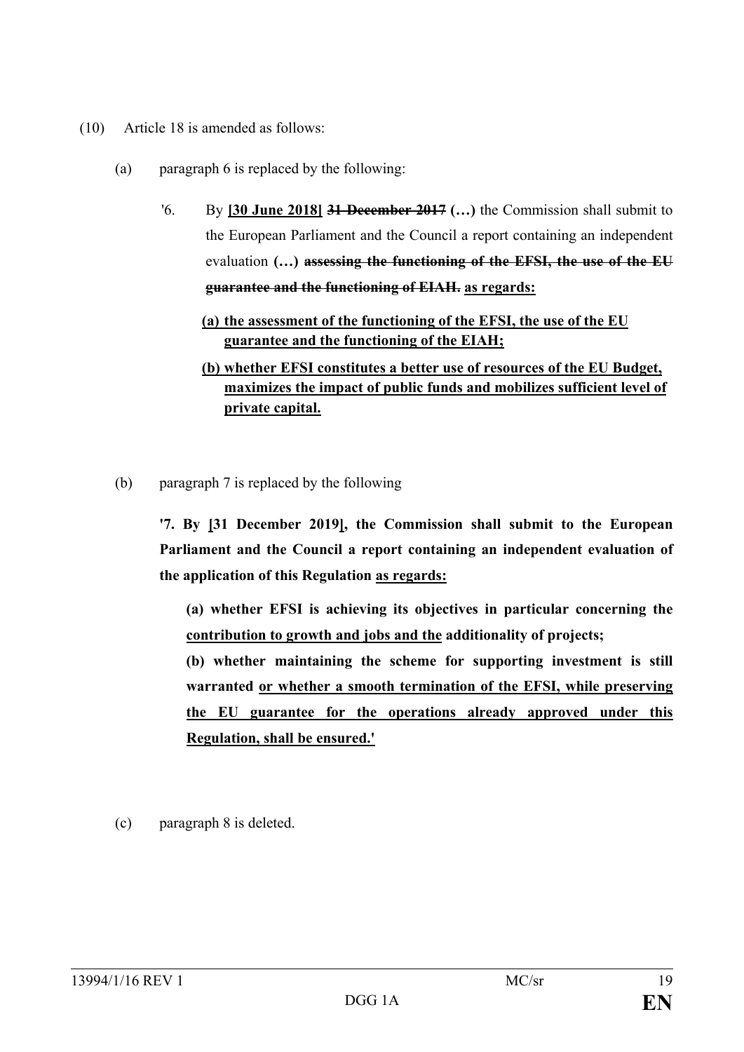(10) Article 18 is amended as follows:

(a) paragraph 6 is replaced by the following:

'6. By **[30 June 2018]** ~~**31 December 2017**~~ **(…)** the Commission shall submit to the European Parliament and the Council a report containing an independent evaluation **(…)** ~~**assessing the functioning of the EFSI, the use of the EU guarantee and the functioning of EIAH.**~~ **as regards:**

**(a) the assessment of the functioning of the EFSI, the use of the EU guarantee and the functioning of the EIAH;**

**(b) whether EFSI constitutes a better use of resources of the EU Budget, maximizes the impact of public funds and mobilizes sufficient level of private capital.**

(b) paragraph 7 is replaced by the following

**'7. By [31 December 2019], the Commission shall submit to the European Parliament and the Council a report containing an independent evaluation of the application of this Regulation as regards:**

**(a) whether EFSI is achieving its objectives in particular concerning the contribution to growth and jobs and the additionality of projects;**

**(b) whether maintaining the scheme for supporting investment is still warranted or whether a smooth termination of the EFSI, while preserving the EU guarantee for the operations already approved under this Regulation, shall be ensured.'**

(c) paragraph 8 is deleted.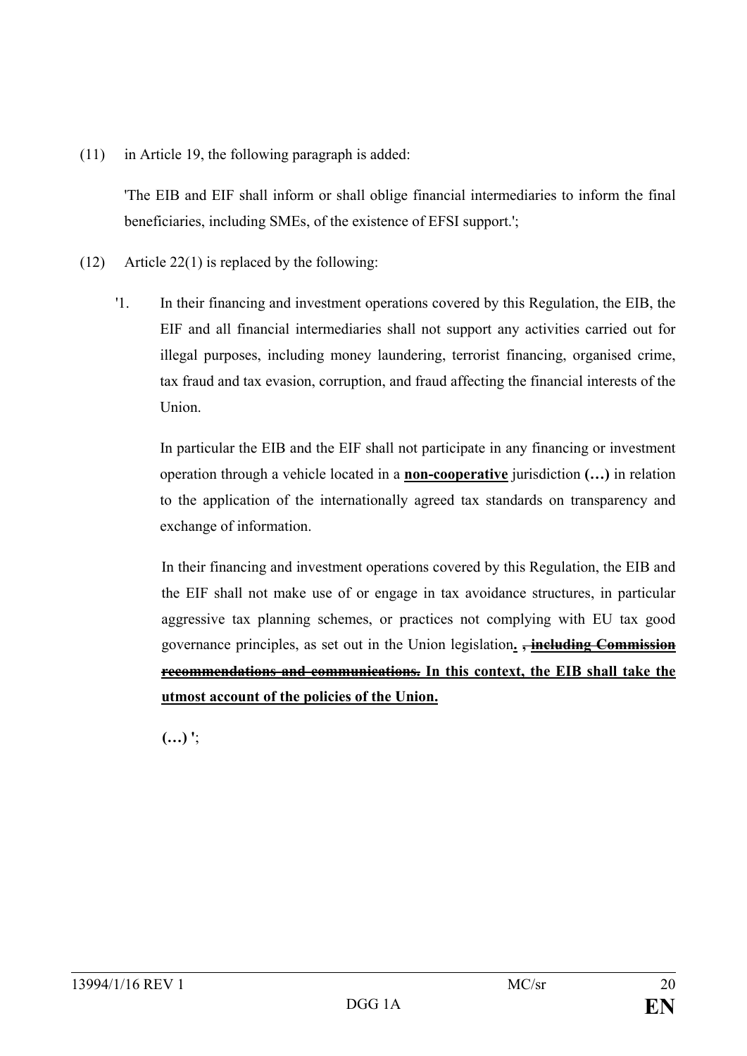(11) in Article 19, the following paragraph is added:

'The EIB and EIF shall inform or shall oblige financial intermediaries to inform the final beneficiaries, including SMEs, of the existence of EFSI support.';

(12) Article 22(1) is replaced by the following:

'1. In their financing and investment operations covered by this Regulation, the EIB, the EIF and all financial intermediaries shall not support any activities carried out for illegal purposes, including money laundering, terrorist financing, organised crime, tax fraud and tax evasion, corruption, and fraud affecting the financial interests of the Union.

In particular the EIB and the EIF shall not participate in any financing or investment operation through a vehicle located in a **<u>non-cooperative</u>** jurisdiction **(…)** in relation to the application of the internationally agreed tax standards on transparency and exchange of information.

In their financing and investment operations covered by this Regulation, the EIB and the EIF shall not make use of or engage in tax avoidance structures, in particular aggressive tax planning schemes, or practices not complying with EU tax good governance principles, as set out in the Union legislation**<u>.</u>** ~~**<u>, including Commission recommendations and communications.</u>**~~ **<u>In this context, the EIB shall take the utmost account of the policies of the Union.</u>**

**(…)** ';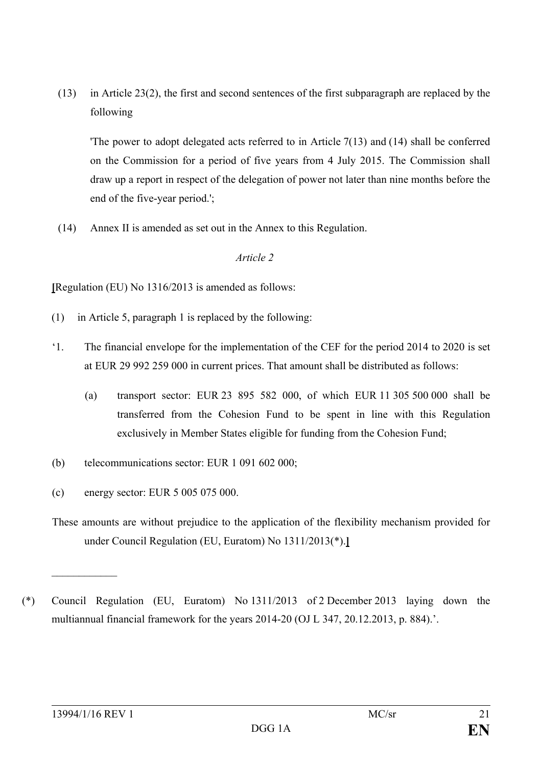(13) in Article 23(2), the first and second sentences of the first subparagraph are replaced by the following

'The power to adopt delegated acts referred to in Article 7(13) and (14) shall be conferred on the Commission for a period of five years from 4 July 2015. The Commission shall draw up a report in respect of the delegation of power not later than nine months before the end of the five-year period.';

(14) Annex II is amended as set out in the Annex to this Regulation.

*Article 2*

**[**Regulation (EU) No 1316/2013 is amended as follows:

(1) in Article 5, paragraph 1 is replaced by the following:

'1. The financial envelope for the implementation of the CEF for the period 2014 to 2020 is set at EUR 29 992 259 000 in current prices. That amount shall be distributed as follows:

(a) transport sector: EUR 23 895 582 000, of which EUR 11 305 500 000 shall be transferred from the Cohesion Fund to be spent in line with this Regulation exclusively in Member States eligible for funding from the Cohesion Fund;

(b) telecommunications sector: EUR 1 091 602 000;

(c) energy sector: EUR 5 005 075 000.

These amounts are without prejudice to the application of the flexibility mechanism provided for under Council Regulation (EU, Euratom) No 1311/2013(\*).**]**

____________

(\*) Council Regulation (EU, Euratom) No 1311/2013 of 2 December 2013 laying down the multiannual financial framework for the years 2014-20 (OJ L 347, 20.12.2013, p. 884).'.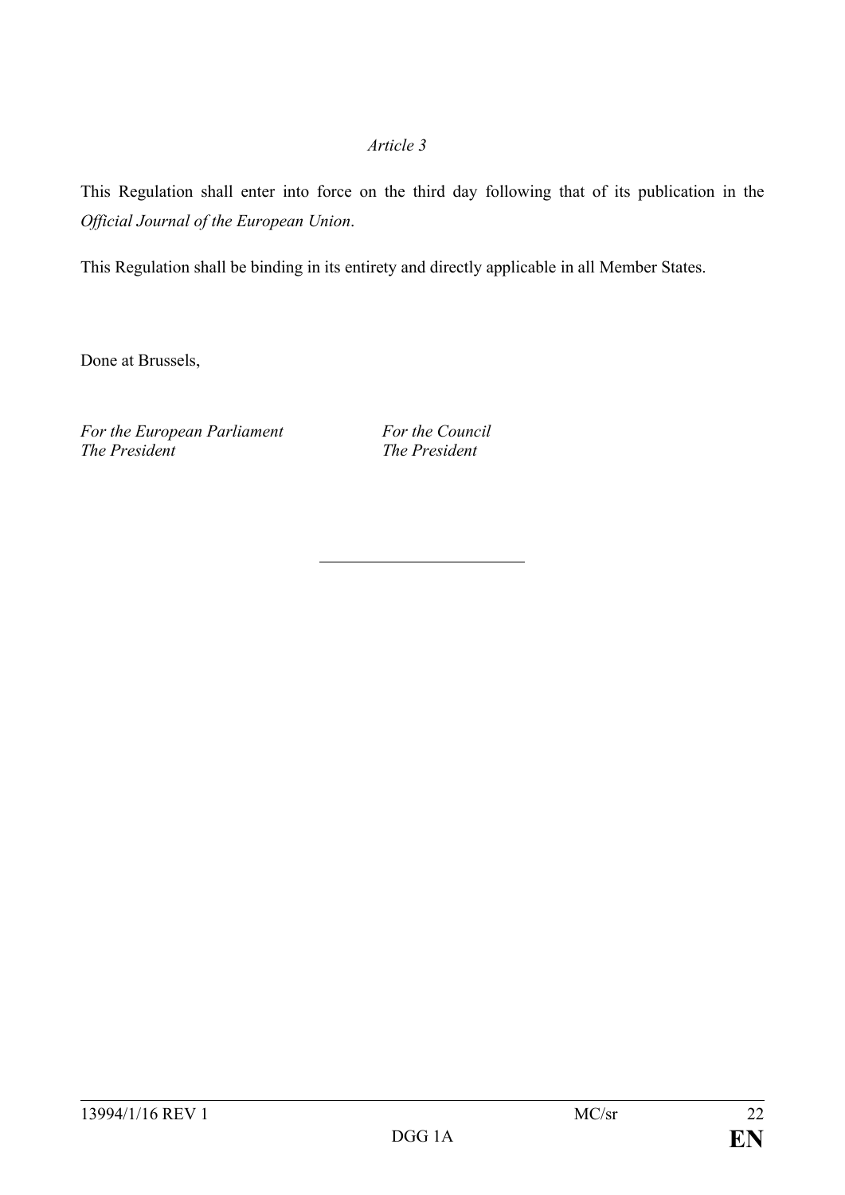*Article 3*

This Regulation shall enter into force on the third day following that of its publication in the *Official Journal of the European Union*.

This Regulation shall be binding in its entirety and directly applicable in all Member States.

Done at Brussels,

| | |
|---|---|
| *For the European Parliament* | *For the Council* |
| *The President* | *The President* |